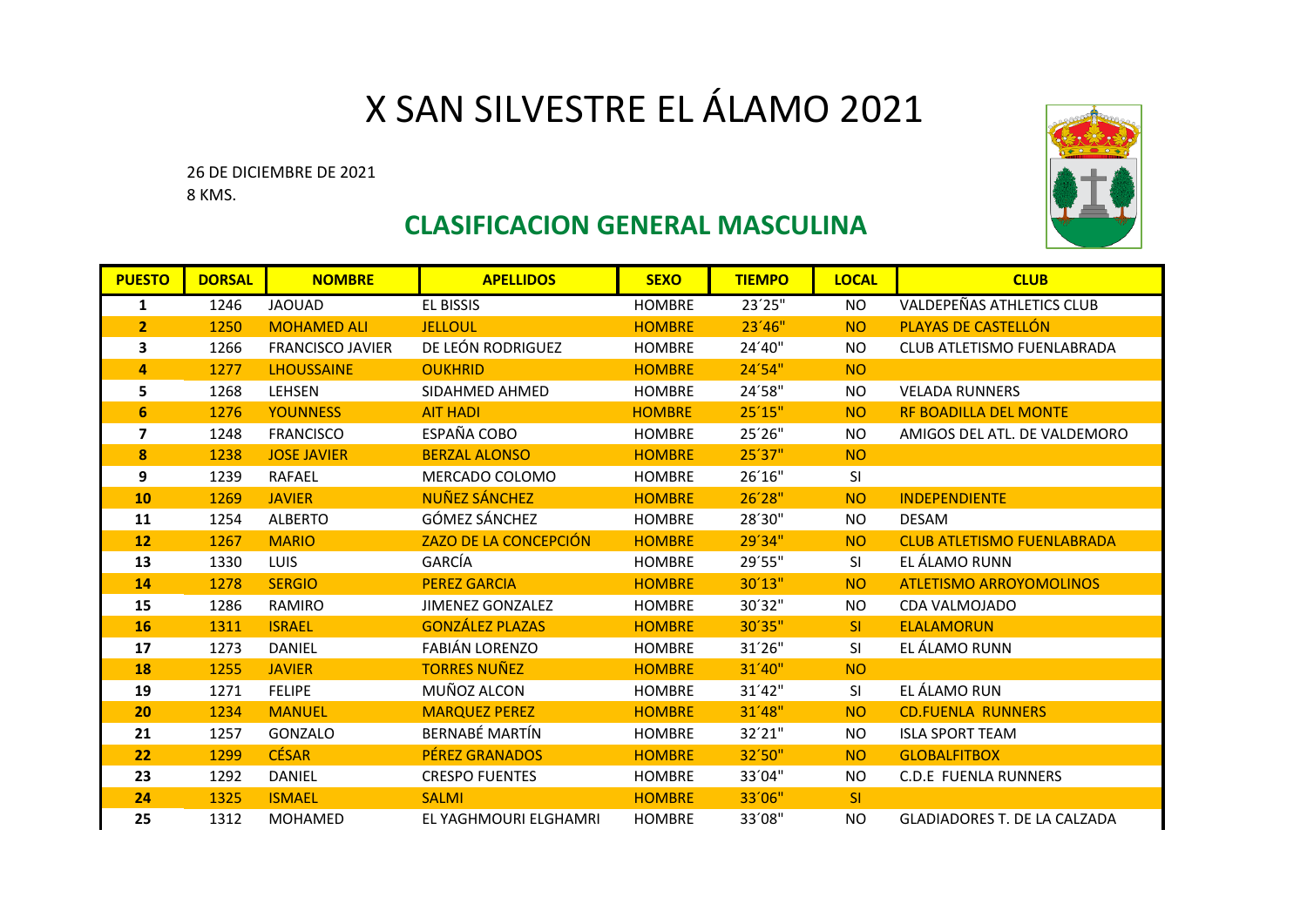# X SAN SILVESTRE EL ÁLAMO 2021

26 DE DICIEMBRE DE 2021
8 KMS.

## CLASIFICACION GENERAL MASCULINA

| PUESTO | DORSAL | NOMBRE | APELLIDOS | SEXO | TIEMPO | LOCAL | CLUB |
|---|---|---|---|---|---|---|---|
| 1 | 1246 | JAOUAD | EL BISSIS | HOMBRE | 23´25" | NO | VALDEPEÑAS ATHLETICS CLUB |
| 2 | 1250 | MOHAMED ALI | JELLOUL | HOMBRE | 23´46" | NO | PLAYAS DE CASTELLÓN |
| 3 | 1266 | FRANCISCO JAVIER | DE LEÓN RODRIGUEZ | HOMBRE | 24´40" | NO | CLUB ATLETISMO FUENLABRADA |
| 4 | 1277 | LHOUSSAINE | OUKHRID | HOMBRE | 24´54" | NO | |
| 5 | 1268 | LEHSEN | SIDAHMED AHMED | HOMBRE | 24´58" | NO | VELADA RUNNERS |
| 6 | 1276 | YOUNNESS | AIT HADI | HOMBRE | 25´15" | NO | RF BOADILLA DEL MONTE |
| 7 | 1248 | FRANCISCO | ESPAÑA COBO | HOMBRE | 25´26" | NO | AMIGOS DEL ATL. DE VALDEMORO |
| 8 | 1238 | JOSE JAVIER | BERZAL ALONSO | HOMBRE | 25´37" | NO | |
| 9 | 1239 | RAFAEL | MERCADO COLOMO | HOMBRE | 26´16" | SI | |
| 10 | 1269 | JAVIER | NUÑEZ SÁNCHEZ | HOMBRE | 26´28" | NO | INDEPENDIENTE |
| 11 | 1254 | ALBERTO | GÓMEZ SÁNCHEZ | HOMBRE | 28´30" | NO | DESAM |
| 12 | 1267 | MARIO | ZAZO DE LA CONCEPCIÓN | HOMBRE | 29´34" | NO | CLUB ATLETISMO FUENLABRADA |
| 13 | 1330 | LUIS | GARCÍA | HOMBRE | 29´55" | SI | EL ÁLAMO RUNN |
| 14 | 1278 | SERGIO | PEREZ GARCIA | HOMBRE | 30´13" | NO | ATLETISMO ARROYOMOLINOS |
| 15 | 1286 | RAMIRO | JIMENEZ GONZALEZ | HOMBRE | 30´32" | NO | CDA VALMOJADO |
| 16 | 1311 | ISRAEL | GONZÁLEZ PLAZAS | HOMBRE | 30´35" | SI | ELALAMORUN |
| 17 | 1273 | DANIEL | FABIÁN LORENZO | HOMBRE | 31´26" | SI | EL ÁLAMO RUNN |
| 18 | 1255 | JAVIER | TORRES NUÑEZ | HOMBRE | 31´40" | NO | |
| 19 | 1271 | FELIPE | MUÑOZ ALCON | HOMBRE | 31´42" | SI | EL ÁLAMO RUN |
| 20 | 1234 | MANUEL | MARQUEZ PEREZ | HOMBRE | 31´48" | NO | CD.FUENLA RUNNERS |
| 21 | 1257 | GONZALO | BERNABÉ MARTÍN | HOMBRE | 32´21" | NO | ISLA SPORT TEAM |
| 22 | 1299 | CÉSAR | PÉREZ GRANADOS | HOMBRE | 32´50" | NO | GLOBALFITBOX |
| 23 | 1292 | DANIEL | CRESPO FUENTES | HOMBRE | 33´04" | NO | C.D.E FUENLA RUNNERS |
| 24 | 1325 | ISMAEL | SALMI | HOMBRE | 33´06" | SI | |
| 25 | 1312 | MOHAMED | EL YAGHMOURI ELGHAMRI | HOMBRE | 33´08" | NO | GLADIADORES T. DE LA CALZADA |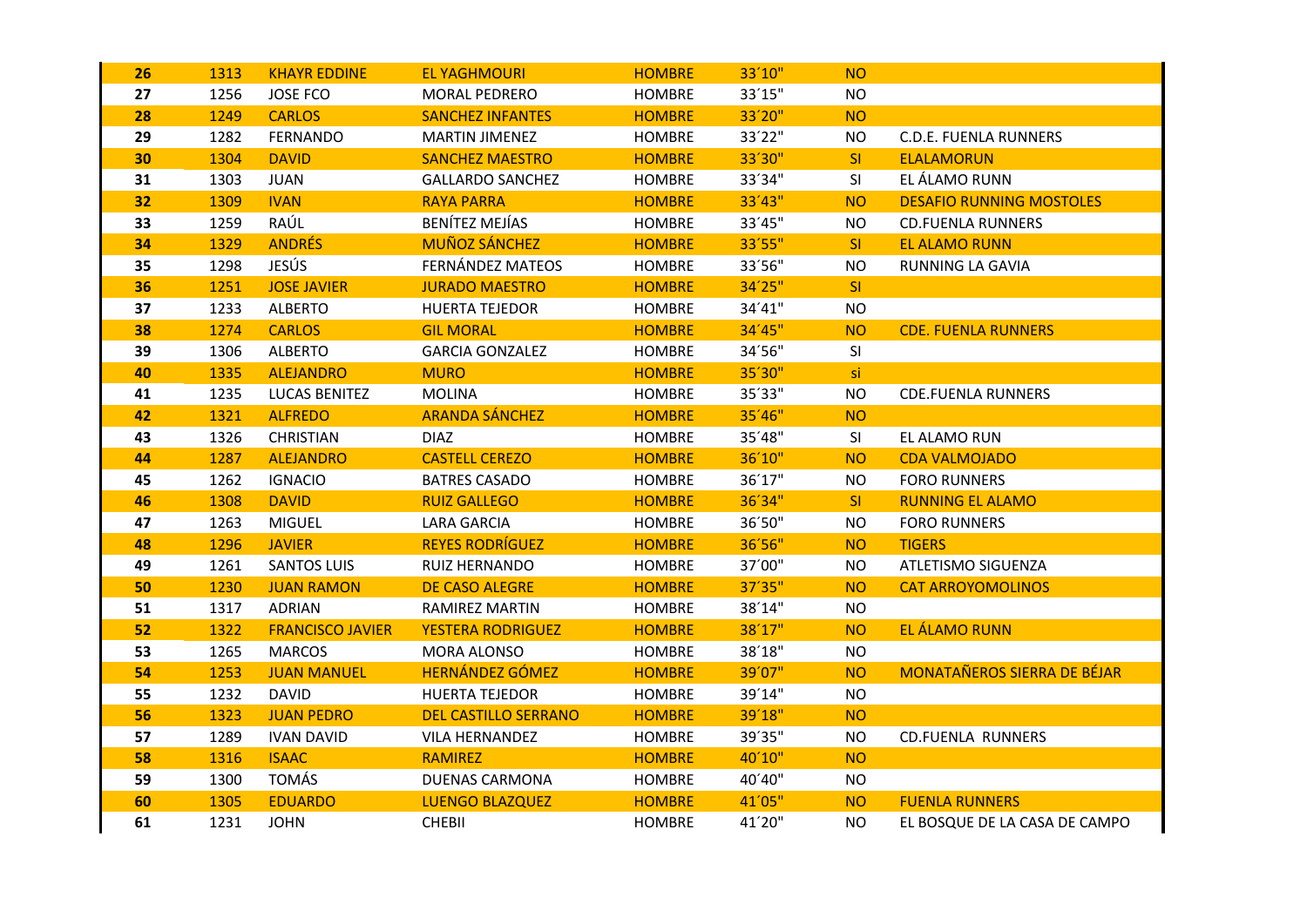| | | | | | | | |
|---|---|---|---|---|---|---|---|
| 26 | 1313 | KHAYR EDDINE | EL YAGHMOURI | HOMBRE | 33´10" | NO | |
| 27 | 1256 | JOSE FCO | MORAL PEDRERO | HOMBRE | 33´15" | NO | |
| 28 | 1249 | CARLOS | SANCHEZ INFANTES | HOMBRE | 33´20" | NO | |
| 29 | 1282 | FERNANDO | MARTIN JIMENEZ | HOMBRE | 33´22" | NO | C.D.E. FUENLA RUNNERS |
| 30 | 1304 | DAVID | SANCHEZ MAESTRO | HOMBRE | 33´30" | SI | ELALAMORUN |
| 31 | 1303 | JUAN | GALLARDO SANCHEZ | HOMBRE | 33´34" | SI | EL ÁLAMO RUNN |
| 32 | 1309 | IVAN | RAYA PARRA | HOMBRE | 33´43" | NO | DESAFIO RUNNING MOSTOLES |
| 33 | 1259 | RAÚL | BENÍTEZ MEJÍAS | HOMBRE | 33´45" | NO | CD.FUENLA RUNNERS |
| 34 | 1329 | ANDRÉS | MUÑOZ SÁNCHEZ | HOMBRE | 33´55" | SI | EL ALAMO RUNN |
| 35 | 1298 | JESÚS | FERNÁNDEZ MATEOS | HOMBRE | 33´56" | NO | RUNNING LA GAVIA |
| 36 | 1251 | JOSE JAVIER | JURADO MAESTRO | HOMBRE | 34´25" | SI | |
| 37 | 1233 | ALBERTO | HUERTA TEJEDOR | HOMBRE | 34´41" | NO | |
| 38 | 1274 | CARLOS | GIL MORAL | HOMBRE | 34´45" | NO | CDE. FUENLA RUNNERS |
| 39 | 1306 | ALBERTO | GARCIA GONZALEZ | HOMBRE | 34´56" | SI | |
| 40 | 1335 | ALEJANDRO | MURO | HOMBRE | 35´30" | si | |
| 41 | 1235 | LUCAS BENITEZ | MOLINA | HOMBRE | 35´33" | NO | CDE.FUENLA RUNNERS |
| 42 | 1321 | ALFREDO | ARANDA SÁNCHEZ | HOMBRE | 35´46" | NO | |
| 43 | 1326 | CHRISTIAN | DIAZ | HOMBRE | 35´48" | SI | EL ALAMO RUN |
| 44 | 1287 | ALEJANDRO | CASTELL CEREZO | HOMBRE | 36´10" | NO | CDA VALMOJADO |
| 45 | 1262 | IGNACIO | BATRES CASADO | HOMBRE | 36´17" | NO | FORO RUNNERS |
| 46 | 1308 | DAVID | RUIZ GALLEGO | HOMBRE | 36´34" | SI | RUNNING EL ALAMO |
| 47 | 1263 | MIGUEL | LARA GARCIA | HOMBRE | 36´50" | NO | FORO RUNNERS |
| 48 | 1296 | JAVIER | REYES RODRÍGUEZ | HOMBRE | 36´56" | NO | TIGERS |
| 49 | 1261 | SANTOS LUIS | RUIZ HERNANDO | HOMBRE | 37´00" | NO | ATLETISMO SIGUENZA |
| 50 | 1230 | JUAN RAMON | DE CASO ALEGRE | HOMBRE | 37´35" | NO | CAT ARROYOMOLINOS |
| 51 | 1317 | ADRIAN | RAMIREZ MARTIN | HOMBRE | 38´14" | NO | |
| 52 | 1322 | FRANCISCO JAVIER | YESTERA RODRIGUEZ | HOMBRE | 38´17" | NO | EL ÁLAMO RUNN |
| 53 | 1265 | MARCOS | MORA ALONSO | HOMBRE | 38´18" | NO | |
| 54 | 1253 | JUAN MANUEL | HERNÁNDEZ GÓMEZ | HOMBRE | 39´07" | NO | MONATAÑEROS SIERRA DE BÉJAR |
| 55 | 1232 | DAVID | HUERTA TEJEDOR | HOMBRE | 39´14" | NO | |
| 56 | 1323 | JUAN PEDRO | DEL CASTILLO SERRANO | HOMBRE | 39´18" | NO | |
| 57 | 1289 | IVAN DAVID | VILA HERNANDEZ | HOMBRE | 39´35" | NO | CD.FUENLA RUNNERS |
| 58 | 1316 | ISAAC | RAMIREZ | HOMBRE | 40´10" | NO | |
| 59 | 1300 | TOMÁS | DUENAS CARMONA | HOMBRE | 40´40" | NO | |
| 60 | 1305 | EDUARDO | LUENGO BLAZQUEZ | HOMBRE | 41´05" | NO | FUENLA RUNNERS |
| 61 | 1231 | JOHN | CHEBII | HOMBRE | 41´20" | NO | EL BOSQUE DE LA CASA DE CAMPO |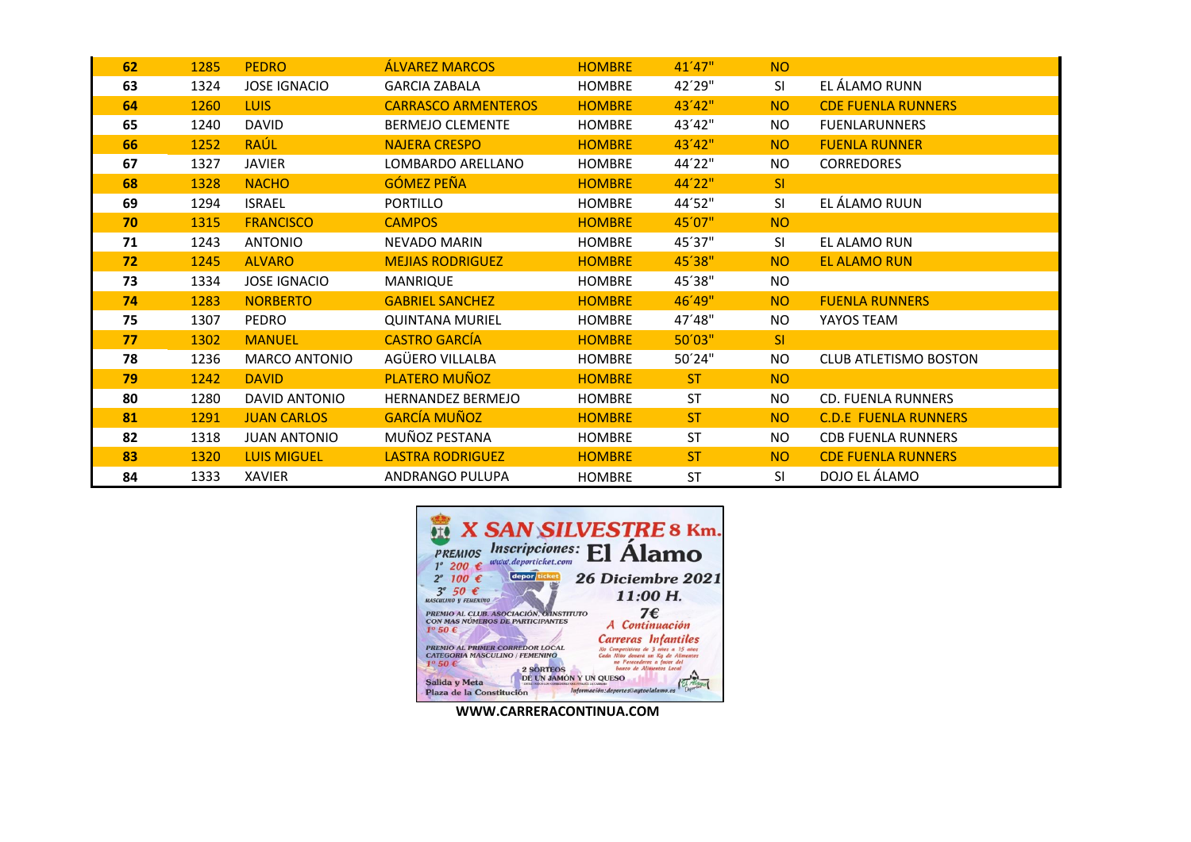| | | | | | | | |
|---|---|---|---|---|---|---|---|
| **62** | 1285 | PEDRO | ÁLVAREZ MARCOS | HOMBRE | 41´47" | NO | |
| **63** | 1324 | JOSE IGNACIO | GARCIA ZABALA | HOMBRE | 42´29" | SI | EL ÁLAMO RUNN |
| **64** | 1260 | LUIS | CARRASCO ARMENTEROS | HOMBRE | 43´42" | NO | CDE FUENLA RUNNERS |
| **65** | 1240 | DAVID | BERMEJO CLEMENTE | HOMBRE | 43´42" | NO | FUENLARUNNERS |
| **66** | 1252 | RAÚL | NAJERA CRESPO | HOMBRE | 43´42" | NO | FUENLA RUNNER |
| **67** | 1327 | JAVIER | LOMBARDO ARELLANO | HOMBRE | 44´22" | NO | CORREDORES |
| **68** | 1328 | NACHO | GÓMEZ PEÑA | HOMBRE | 44´22" | SI | |
| **69** | 1294 | ISRAEL | PORTILLO | HOMBRE | 44´52" | SI | EL ÁLAMO RUUN |
| **70** | 1315 | FRANCISCO | CAMPOS | HOMBRE | 45´07" | NO | |
| **71** | 1243 | ANTONIO | NEVADO MARIN | HOMBRE | 45´37" | SI | EL ALAMO RUN |
| **72** | 1245 | ALVARO | MEJIAS RODRIGUEZ | HOMBRE | 45´38" | NO | EL ALAMO RUN |
| **73** | 1334 | JOSE IGNACIO | MANRIQUE | HOMBRE | 45´38" | NO | |
| **74** | 1283 | NORBERTO | GABRIEL SANCHEZ | HOMBRE | 46´49" | NO | FUENLA RUNNERS |
| **75** | 1307 | PEDRO | QUINTANA MURIEL | HOMBRE | 47´48" | NO | YAYOS TEAM |
| **77** | 1302 | MANUEL | CASTRO GARCÍA | HOMBRE | 50´03" | SI | |
| **78** | 1236 | MARCO ANTONIO | AGÜERO VILLALBA | HOMBRE | 50´24" | NO | CLUB ATLETISMO BOSTON |
| **79** | 1242 | DAVID | PLATERO MUÑOZ | HOMBRE | ST | NO | |
| **80** | 1280 | DAVID ANTONIO | HERNANDEZ BERMEJO | HOMBRE | ST | NO | CD. FUENLA RUNNERS |
| **81** | 1291 | JUAN CARLOS | GARCÍA MUÑOZ | HOMBRE | ST | NO | C.D.E FUENLA RUNNERS |
| **82** | 1318 | JUAN ANTONIO | MUÑOZ PESTANA | HOMBRE | ST | NO | CDB FUENLA RUNNERS |
| **83** | 1320 | LUIS MIGUEL | LASTRA RODRIGUEZ | HOMBRE | ST | NO | CDE FUENLA RUNNERS |
| **84** | 1333 | XAVIER | ANDRANGO PULUPA | HOMBRE | ST | SI | DOJO EL ÁLAMO |

WWW.CARRERACONTINUA.COM